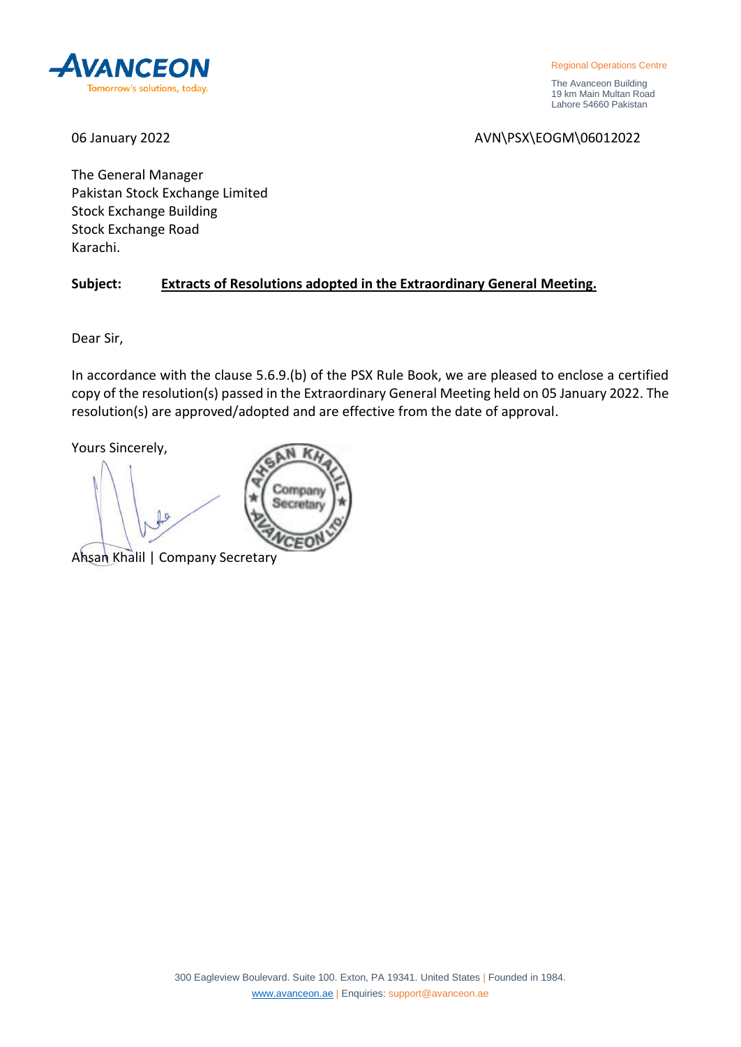AVANCEON
Tomorrow's solutions, today.

Regional Operations Centre

The Avanceon Building
19 km Main Multan Road
Lahore 54660 Pakistan

06 January 2022

AVN\PSX\EOGM\06012022

The General Manager
Pakistan Stock Exchange Limited
Stock Exchange Building
Stock Exchange Road
Karachi.

**Subject:** **Extracts of Resolutions adopted in the Extraordinary General Meeting.**

Dear Sir,

In accordance with the clause 5.6.9.(b) of the PSX Rule Book, we are pleased to enclose a certified copy of the resolution(s) passed in the Extraordinary General Meeting held on 05 January 2022. The resolution(s) are approved/adopted and are effective from the date of approval.

Yours Sincerely,

AHSAN KHALIL
Company Secretary
AVANCEON LTD.

Ahsan Khalil | Company Secretary

300 Eagleview Boulevard. Suite 100. Exton, PA 19341. United States | Founded in 1984.
www.avanceon.ae | Enquiries: support@avanceon.ae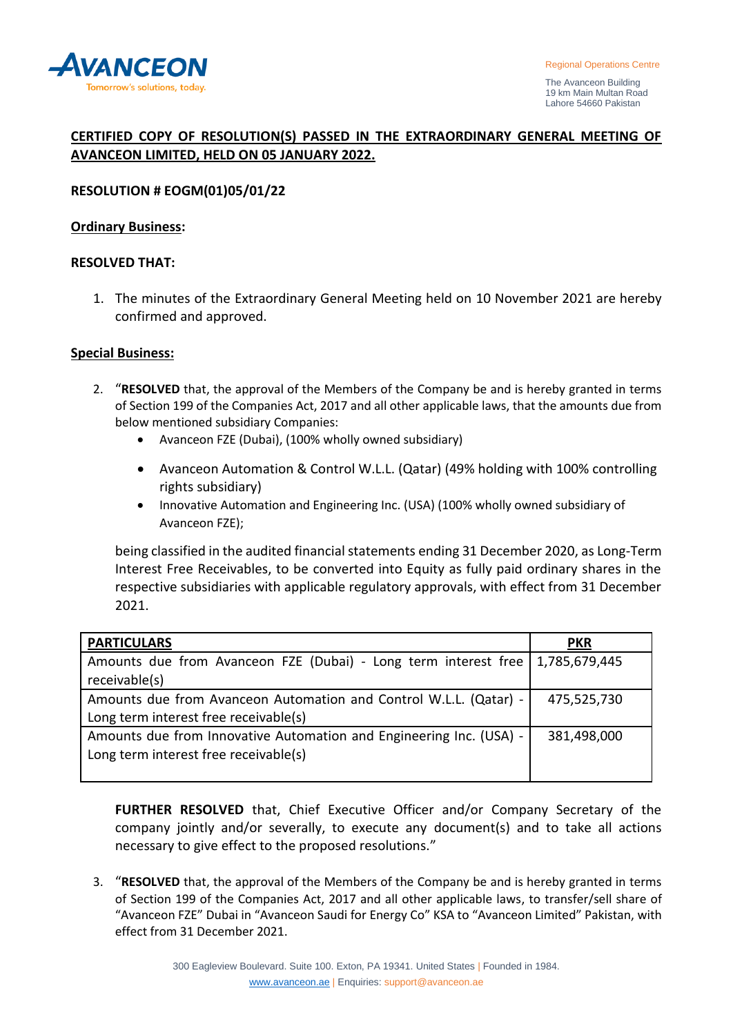**CERTIFIED COPY OF RESOLUTION(S) PASSED IN THE EXTRAORDINARY GENERAL MEETING OF AVANCEON LIMITED, HELD ON 05 JANUARY 2022.**

**RESOLUTION # EOGM(01)05/01/22**

**Ordinary Business:**

**RESOLVED THAT:**

1. The minutes of the Extraordinary General Meeting held on 10 November 2021 are hereby confirmed and approved.

**Special Business:**

2. "**RESOLVED** that, the approval of the Members of the Company be and is hereby granted in terms of Section 199 of the Companies Act, 2017 and all other applicable laws, that the amounts due from below mentioned subsidiary Companies:
   - Avanceon FZE (Dubai), (100% wholly owned subsidiary)
   - Avanceon Automation & Control W.L.L. (Qatar) (49% holding with 100% controlling rights subsidiary)
   - Innovative Automation and Engineering Inc. (USA) (100% wholly owned subsidiary of Avanceon FZE);

   being classified in the audited financial statements ending 31 December 2020, as Long-Term Interest Free Receivables, to be converted into Equity as fully paid ordinary shares in the respective subsidiaries with applicable regulatory approvals, with effect from 31 December 2021.

   | PARTICULARS | PKR |
   |---|---|
   | Amounts due from Avanceon FZE (Dubai) - Long term interest free receivable(s) | 1,785,679,445 |
   | Amounts due from Avanceon Automation and Control W.L.L. (Qatar) - Long term interest free receivable(s) | 475,525,730 |
   | Amounts due from Innovative Automation and Engineering Inc. (USA) - Long term interest free receivable(s) | 381,498,000 |

   **FURTHER RESOLVED** that, Chief Executive Officer and/or Company Secretary of the company jointly and/or severally, to execute any document(s) and to take all actions necessary to give effect to the proposed resolutions."

3. "**RESOLVED** that, the approval of the Members of the Company be and is hereby granted in terms of Section 199 of the Companies Act, 2017 and all other applicable laws, to transfer/sell share of "Avanceon FZE" Dubai in "Avanceon Saudi for Energy Co" KSA to "Avanceon Limited" Pakistan, with effect from 31 December 2021.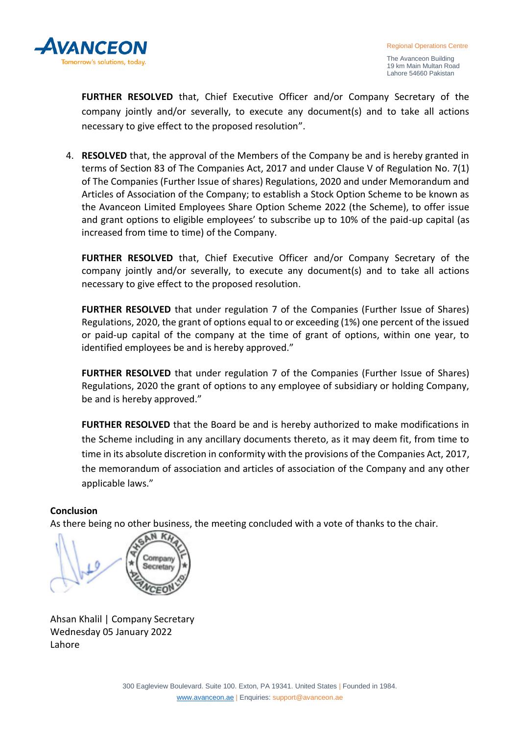**FURTHER RESOLVED** that, Chief Executive Officer and/or Company Secretary of the company jointly and/or severally, to execute any document(s) and to take all actions necessary to give effect to the proposed resolution".

4. **RESOLVED** that, the approval of the Members of the Company be and is hereby granted in terms of Section 83 of The Companies Act, 2017 and under Clause V of Regulation No. 7(1) of The Companies (Further Issue of shares) Regulations, 2020 and under Memorandum and Articles of Association of the Company; to establish a Stock Option Scheme to be known as the Avanceon Limited Employees Share Option Scheme 2022 (the Scheme), to offer issue and grant options to eligible employees' to subscribe up to 10% of the paid-up capital (as increased from time to time) of the Company.

   **FURTHER RESOLVED** that, Chief Executive Officer and/or Company Secretary of the company jointly and/or severally, to execute any document(s) and to take all actions necessary to give effect to the proposed resolution.

   **FURTHER RESOLVED** that under regulation 7 of the Companies (Further Issue of Shares) Regulations, 2020, the grant of options equal to or exceeding (1%) one percent of the issued or paid-up capital of the company at the time of grant of options, within one year, to identified employees be and is hereby approved."

   **FURTHER RESOLVED** that under regulation 7 of the Companies (Further Issue of Shares) Regulations, 2020 the grant of options to any employee of subsidiary or holding Company, be and is hereby approved."

   **FURTHER RESOLVED** that the Board be and is hereby authorized to make modifications in the Scheme including in any ancillary documents thereto, as it may deem fit, from time to time in its absolute discretion in conformity with the provisions of the Companies Act, 2017, the memorandum of association and articles of association of the Company and any other applicable laws."

**Conclusion**

As there being no other business, the meeting concluded with a vote of thanks to the chair.

Ahsan Khalil | Company Secretary
Wednesday 05 January 2022
Lahore